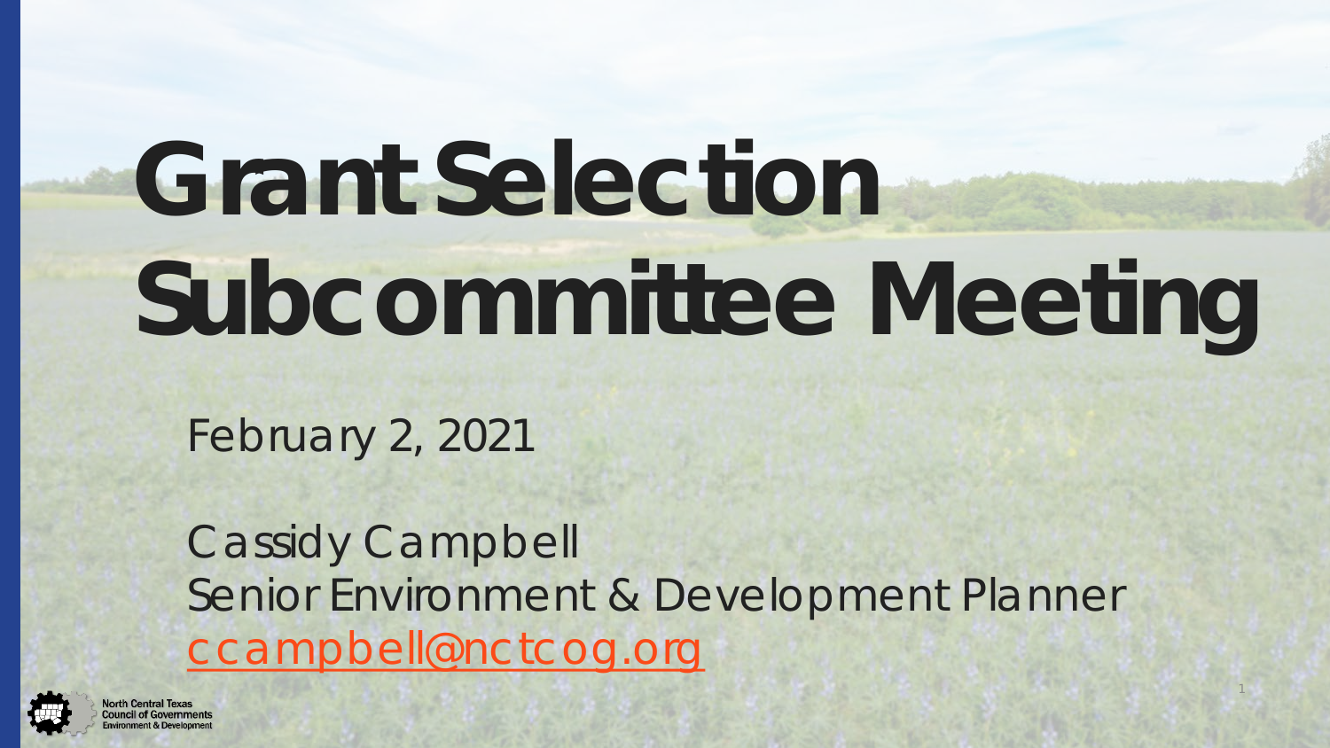# Grant Selection Subcommittee Meeting

February 2, 2021

Cassidy Campbell
Senior Environment & Development Planner
ccampbell@nctcog.org

North Central Texas Council of Governments
Environment & Development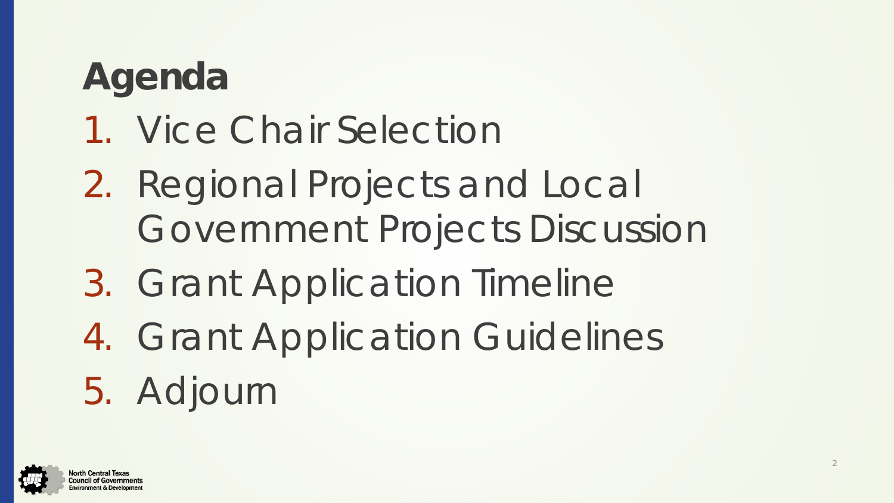# Agenda

1. Vice Chair Selection
2. Regional Projects and Local Government Projects Discussion
3. Grant Application Timeline
4. Grant Application Guidelines
5. Adjourn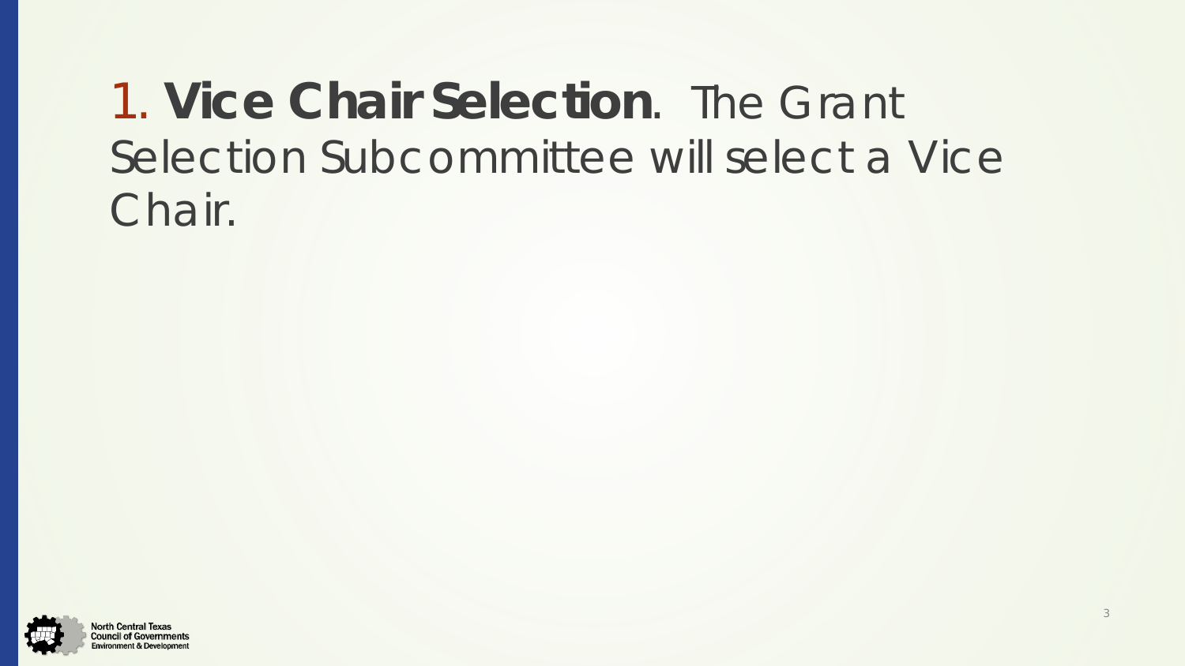1. **Vice Chair Selection**. The Grant Selection Subcommittee will select a Vice Chair.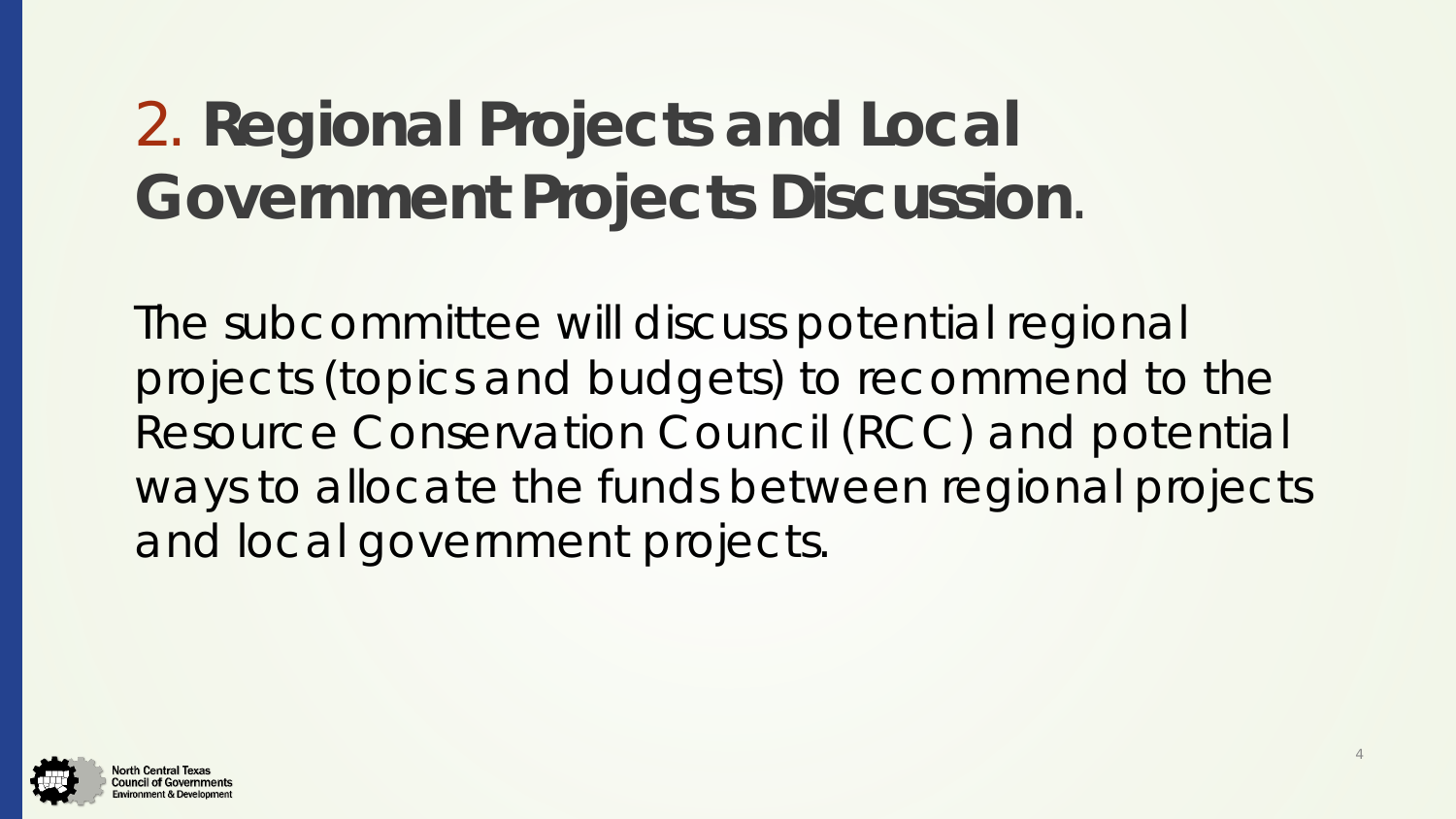# 2. Regional Projects and Local Government Projects Discussion.

The subcommittee will discuss potential regional projects (topics and budgets) to recommend to the Resource Conservation Council (RCC) and potential ways to allocate the funds between regional projects and local government projects.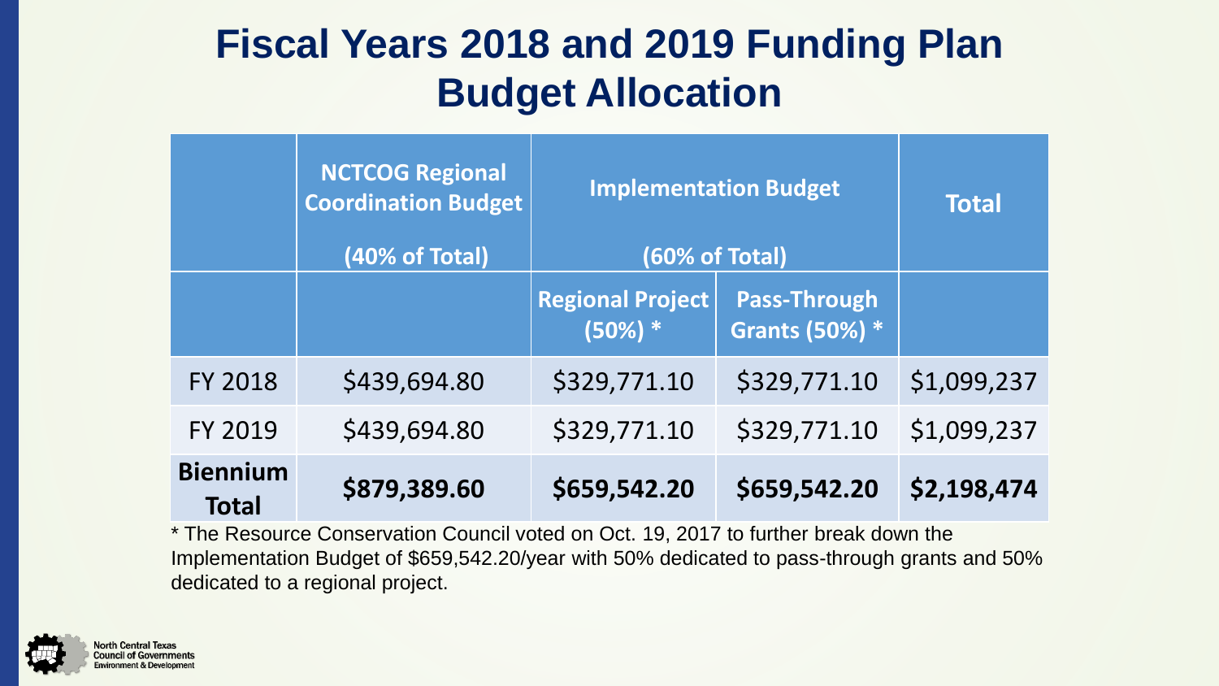# Fiscal Years 2018 and 2019 Funding Plan Budget Allocation

| | NCTCOG Regional Coordination Budget (40% of Total) | Implementation Budget (60% of Total) | | Total |
|---|---|---|---|---|
| | | Regional Project (50%) * | Pass-Through Grants (50%) * | |
| FY 2018 | $439,694.80 | $329,771.10 | $329,771.10 | $1,099,237 |
| FY 2019 | $439,694.80 | $329,771.10 | $329,771.10 | $1,099,237 |
| **Biennium Total** | **$879,389.60** | **$659,542.20** | **$659,542.20** | **$2,198,474** |

* The Resource Conservation Council voted on Oct. 19, 2017 to further break down the Implementation Budget of $659,542.20/year with 50% dedicated to pass-through grants and 50% dedicated to a regional project.

North Central Texas Council of Governments
Environment & Development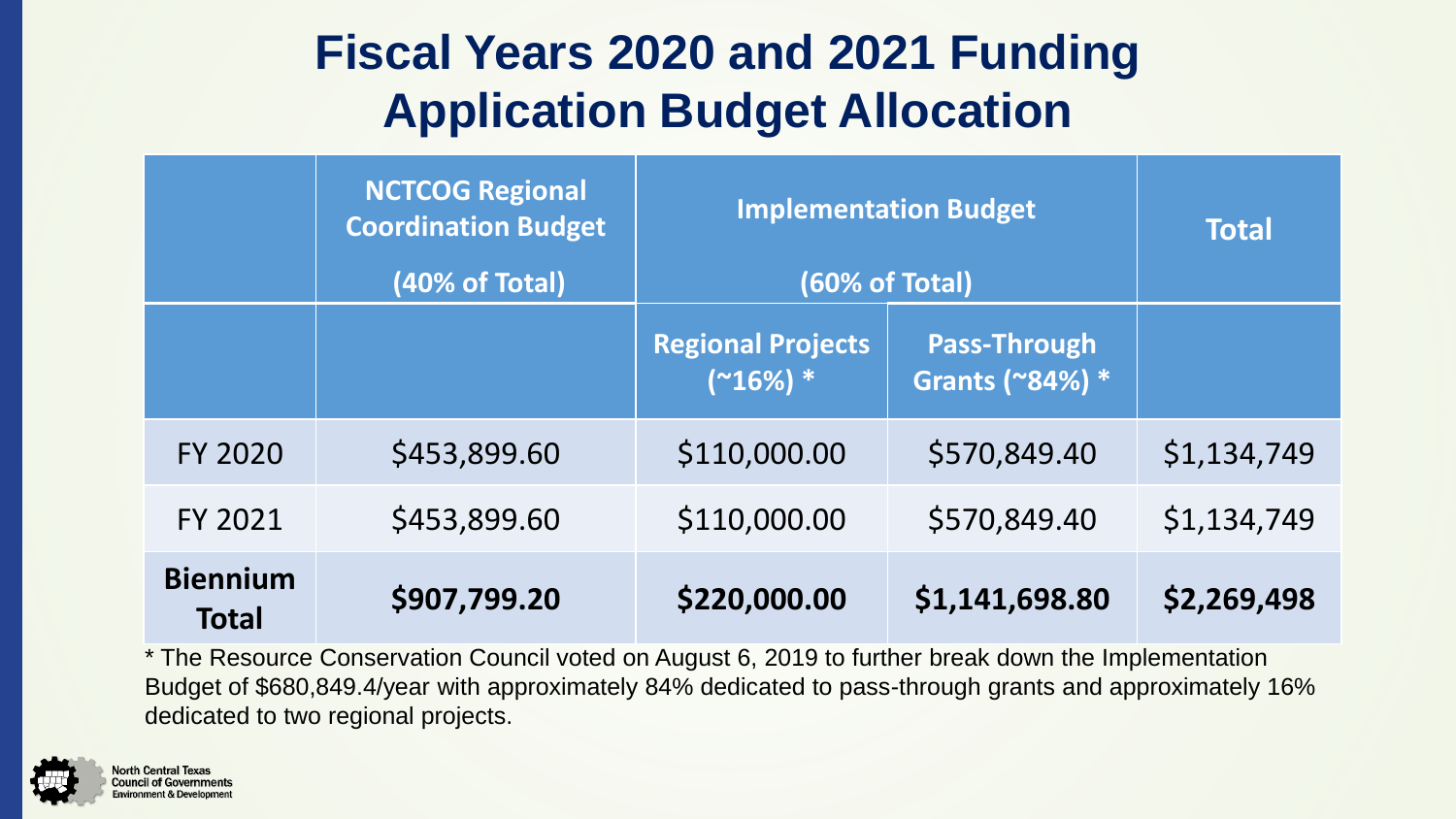# Fiscal Years 2020 and 2021 Funding Application Budget Allocation

| | NCTCOG Regional Coordination Budget (40% of Total) | Implementation Budget (60% of Total) | | Total |
|---|---|---|---|---|
| | | Regional Projects (~16%) * | Pass-Through Grants (~84%) * | |
| FY 2020 | $453,899.60 | $110,000.00 | $570,849.40 | $1,134,749 |
| FY 2021 | $453,899.60 | $110,000.00 | $570,849.40 | $1,134,749 |
| **Biennium Total** | **$907,799.20** | **$220,000.00** | **$1,141,698.80** | **$2,269,498** |

* The Resource Conservation Council voted on August 6, 2019 to further break down the Implementation Budget of $680,849.4/year with approximately 84% dedicated to pass-through grants and approximately 16% dedicated to two regional projects.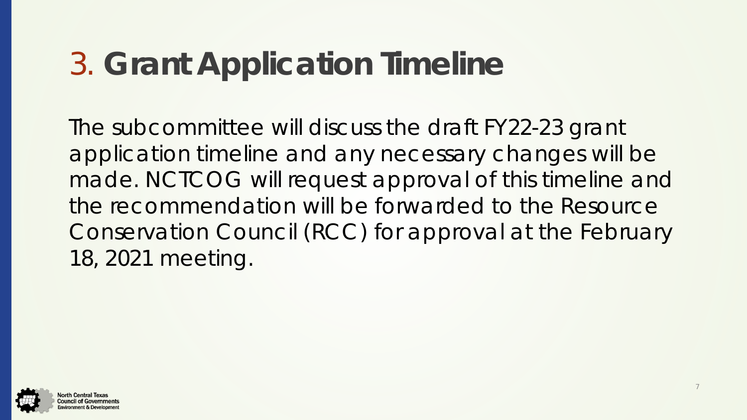# 3. Grant Application Timeline

The subcommittee will discuss the draft FY22-23 grant application timeline and any necessary changes will be made. NCTCOG will request approval of this timeline and the recommendation will be forwarded to the Resource Conservation Council (RCC) for approval at the February 18, 2021 meeting.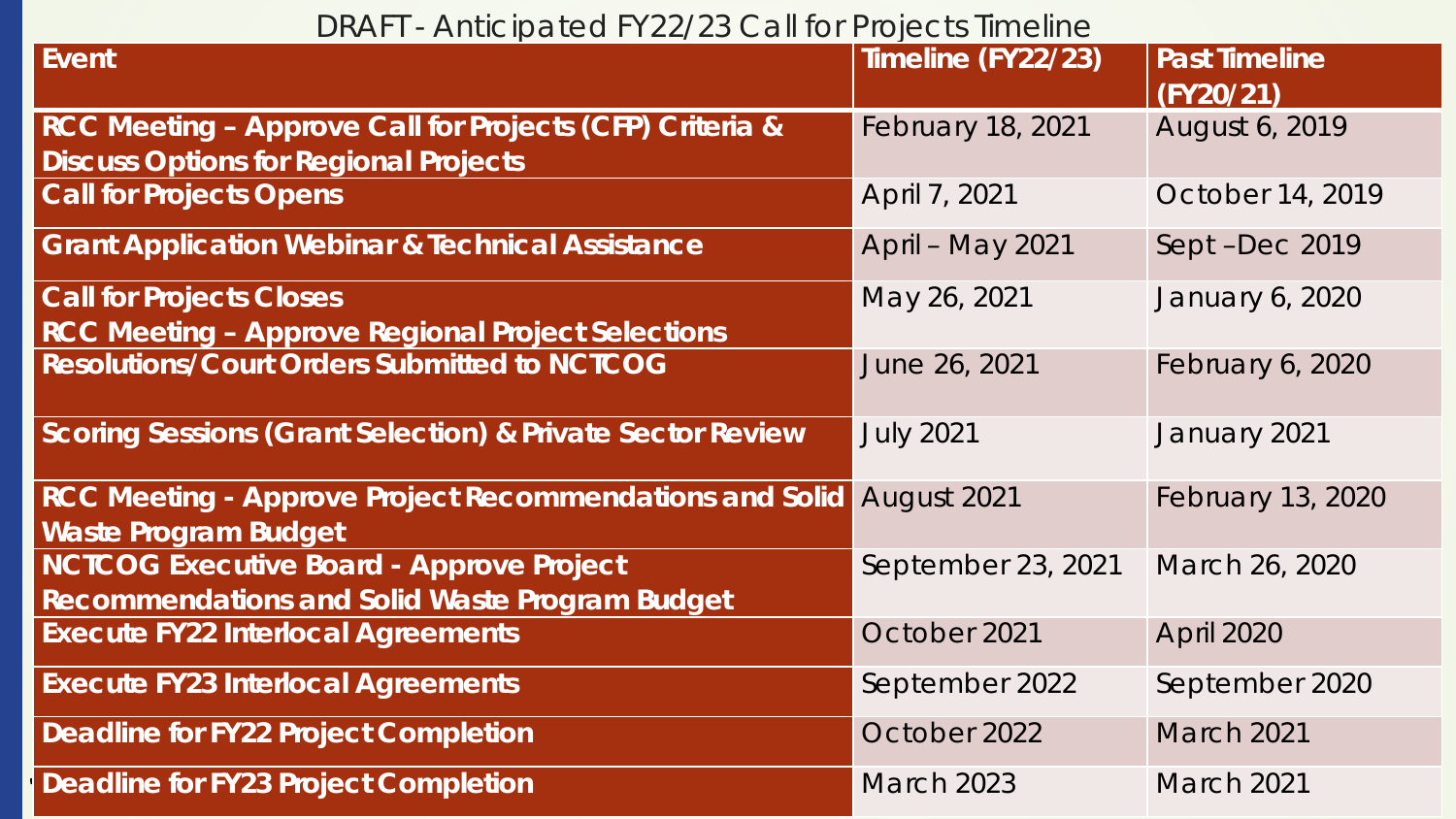# DRAFT - Anticipated FY22/23 Call for Projects Timeline

| Event | Timeline (FY22/23) | Past Timeline (FY20/21) |
|---|---|---|
| **RCC Meeting – Approve Call for Projects (CFP) Criteria & Discuss Options for Regional Projects** | February 18, 2021 | August 6, 2019 |
| **Call for Projects Opens** | April 7, 2021 | October 14, 2019 |
| **Grant Application Webinar & Technical Assistance** | April – May 2021 | Sept –Dec 2019 |
| **Call for Projects Closes**<br>**RCC Meeting – Approve Regional Project Selections** | May 26, 2021 | January 6, 2020 |
| **Resolutions/Court Orders Submitted to NCTCOG** | June 26, 2021 | February 6, 2020 |
| **Scoring Sessions (Grant Selection) & Private Sector Review** | July 2021 | January 2021 |
| **RCC Meeting - Approve Project Recommendations and Solid Waste Program Budget** | August 2021 | February 13, 2020 |
| **NCTCOG Executive Board - Approve Project Recommendations and Solid Waste Program Budget** | September 23, 2021 | March 26, 2020 |
| **Execute FY22 Interlocal Agreements** | October 2021 | April 2020 |
| **Execute FY23 Interlocal Agreements** | September 2022 | September 2020 |
| **Deadline for FY22 Project Completion** | October 2022 | March 2021 |
| **Deadline for FY23 Project Completion** | March 2023 | March 2021 |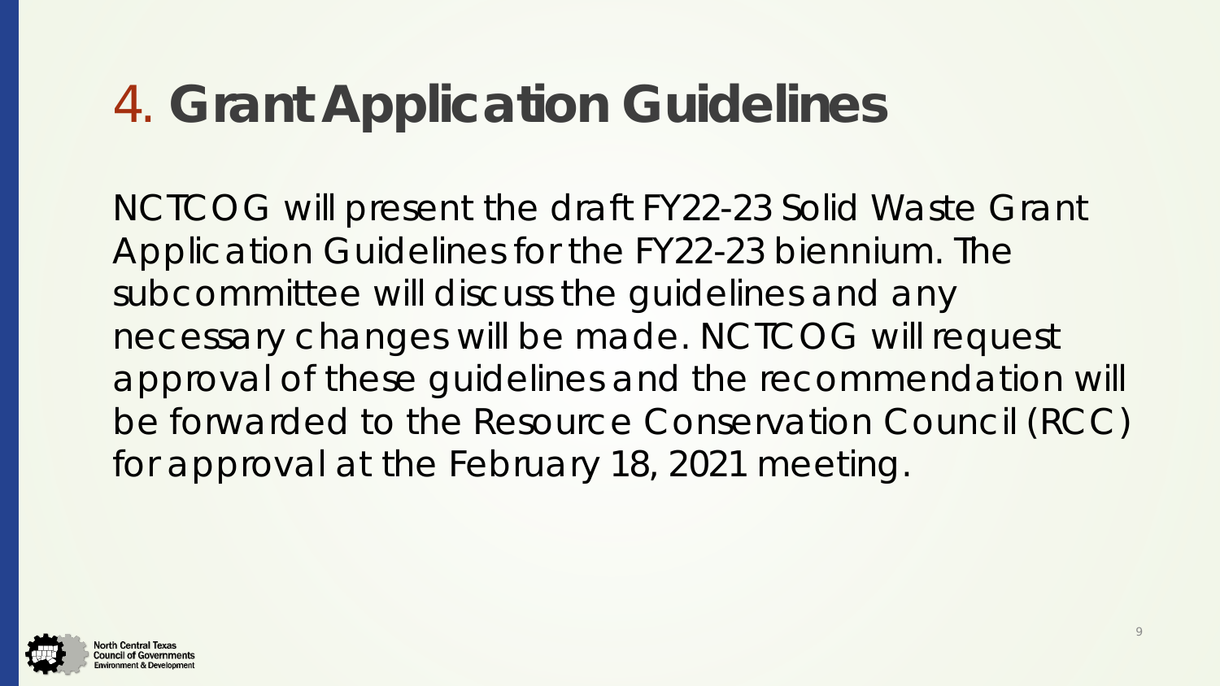# 4. Grant Application Guidelines

NCTCOG will present the draft FY22-23 Solid Waste Grant Application Guidelines for the FY22-23 biennium. The subcommittee will discuss the guidelines and any necessary changes will be made. NCTCOG will request approval of these guidelines and the recommendation will be forwarded to the Resource Conservation Council (RCC) for approval at the February 18, 2021 meeting.

North Central Texas Council of Governments
Environment & Development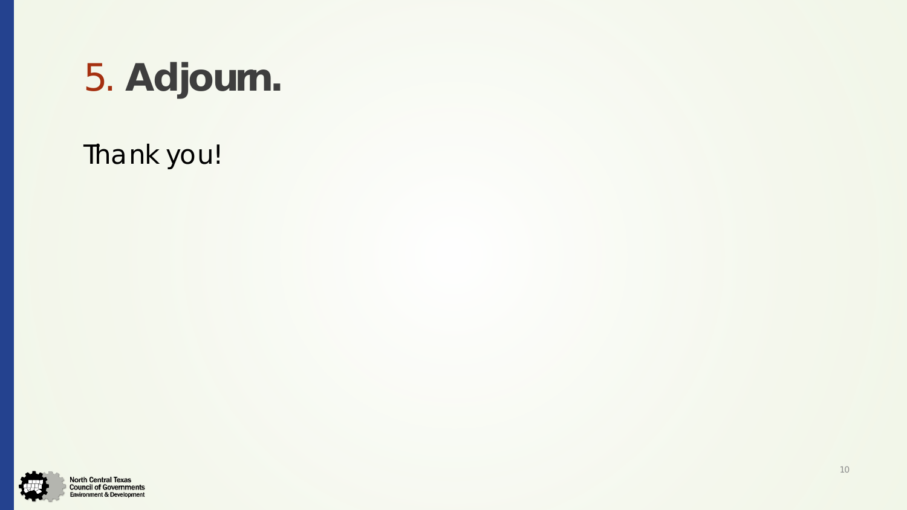# 5. Adjourn.

Thank you!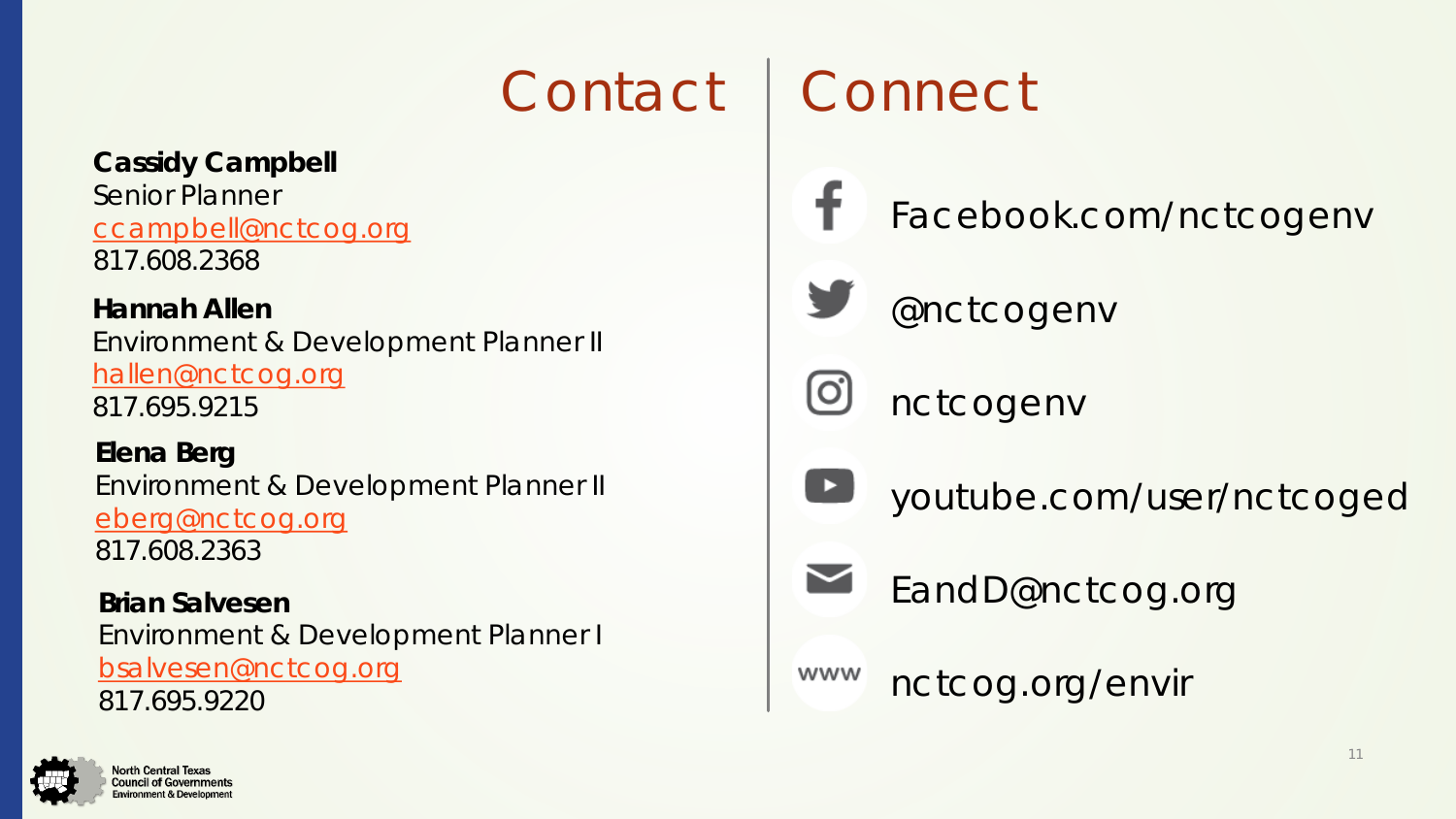# Contact | Connect

**Cassidy Campbell**
Senior Planner
ccampbell@nctcog.org
817.608.2368

**Hannah Allen**
Environment & Development Planner II
hallen@nctcog.org
817.695.9215

**Elena Berg**
Environment & Development Planner II
eberg@nctcog.org
817.608.2363

**Brian Salvesen**
Environment & Development Planner I
bsalvesen@nctcog.org
817.695.9220

- Facebook.com/nctcogenv
- @nctcogenv
- nctcogenv
- youtube.com/user/nctcoged
- EandD@nctcog.org
- www nctcog.org/envir

North Central Texas Council of Governments
Environment & Development